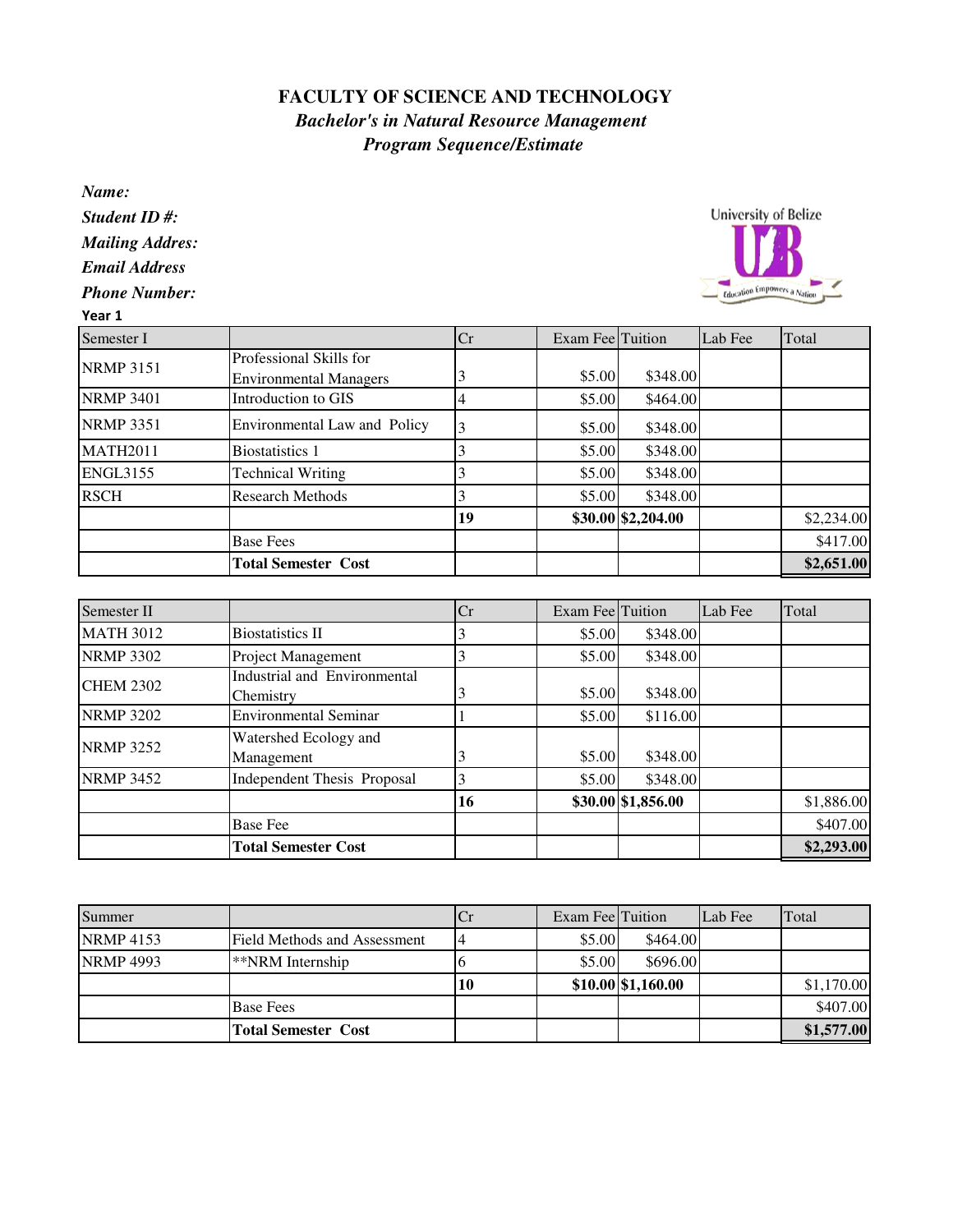# FACULTY OF SCIENCE AND TECHNOLOGY

## *Bachelor's in Natural Resource Management*

## *Program Sequence/Estimate*

***Name:***

***Student ID #:***

***Mailing Addres:***

***Email Address***

***Phone Number:***

**Year 1**

| Semester I | | Cr | Exam Fee | Tuition | Lab Fee | Total |
|---|---|---|---|---|---|---|
| NRMP 3151 | Professional Skills for Environmental Managers | 3 | $5.00 | $348.00 | | |
| NRMP 3401 | Introduction to GIS | 4 | $5.00 | $464.00 | | |
| NRMP 3351 | Environmental Law and Policy | 3 | $5.00 | $348.00 | | |
| MATH2011 | Biostatistics 1 | 3 | $5.00 | $348.00 | | |
| ENGL3155 | Technical Writing | 3 | $5.00 | $348.00 | | |
| RSCH | Research Methods | 3 | $5.00 | $348.00 | | |
| | | **19** | **$30.00** | **$2,204.00** | | $2,234.00 |
| | Base Fees | | | | | $417.00 |
| | **Total Semester Cost** | | | | | **$2,651.00** |

| Semester II | | Cr | Exam Fee | Tuition | Lab Fee | Total |
|---|---|---|---|---|---|---|
| MATH 3012 | Biostatistics II | 3 | $5.00 | $348.00 | | |
| NRMP 3302 | Project Management | 3 | $5.00 | $348.00 | | |
| CHEM 2302 | Industrial and Environmental Chemistry | 3 | $5.00 | $348.00 | | |
| NRMP 3202 | Environmental Seminar | 1 | $5.00 | $116.00 | | |
| NRMP 3252 | Watershed Ecology and Management | 3 | $5.00 | $348.00 | | |
| NRMP 3452 | Independent Thesis Proposal | 3 | $5.00 | $348.00 | | |
| | | **16** | **$30.00** | **$1,856.00** | | $1,886.00 |
| | Base Fee | | | | | $407.00 |
| | **Total Semester Cost** | | | | | **$2,293.00** |

| Summer | | Cr | Exam Fee | Tuition | Lab Fee | Total |
|---|---|---|---|---|---|---|
| NRMP 4153 | Field Methods and Assessment | 4 | $5.00 | $464.00 | | |
| NRMP 4993 | **NRM Internship | 6 | $5.00 | $696.00 | | |
| | | **10** | **$10.00** | **$1,160.00** | | $1,170.00 |
| | Base Fees | | | | | $407.00 |
| | **Total Semester Cost** | | | | | **$1,577.00** |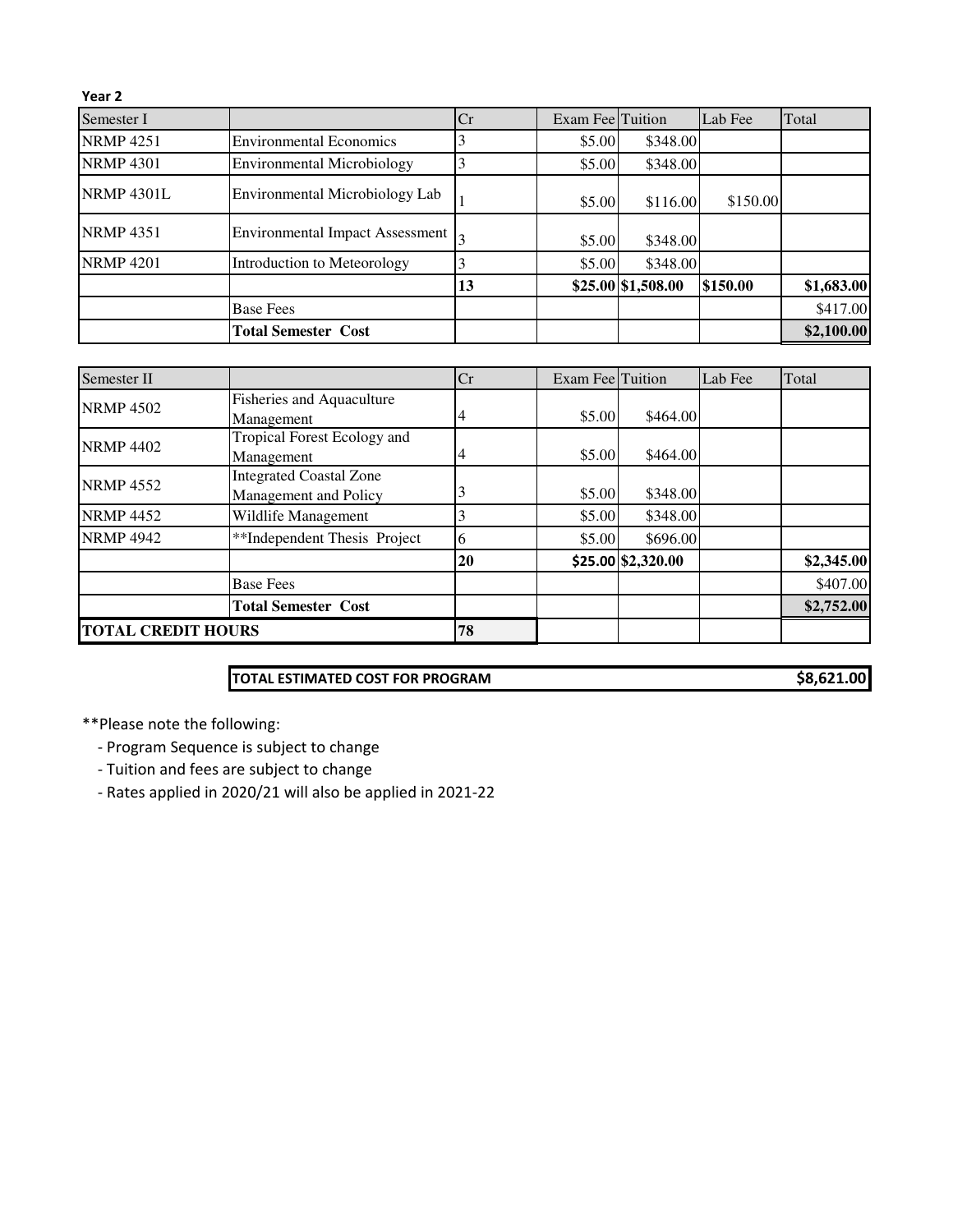**Year 2**

| Semester I | | Cr | Exam Fee | Tuition | Lab Fee | Total |
|---|---|---|---|---|---|---|
| NRMP 4251 | Environmental Economics | 3 | $5.00 | $348.00 | | |
| NRMP 4301 | Environmental Microbiology | 3 | $5.00 | $348.00 | | |
| NRMP 4301L | Environmental Microbiology Lab | 1 | $5.00 | $116.00 | $150.00 | |
| NRMP 4351 | Environmental Impact Assessment | 3 | $5.00 | $348.00 | | |
| NRMP 4201 | Introduction to Meteorology | 3 | $5.00 | $348.00 | | |
| | | **13** | **$25.00** | **$1,508.00** | **$150.00** | **$1,683.00** |
| | Base Fees | | | | | $417.00 |
| | **Total Semester Cost** | | | | | **$2,100.00** |

| Semester II | | Cr | Exam Fee | Tuition | Lab Fee | Total |
|---|---|---|---|---|---|---|
| NRMP 4502 | Fisheries and Aquaculture Management | 4 | $5.00 | $464.00 | | |
| NRMP 4402 | Tropical Forest Ecology and Management | 4 | $5.00 | $464.00 | | |
| NRMP 4552 | Integrated Coastal Zone Management and Policy | 3 | $5.00 | $348.00 | | |
| NRMP 4452 | Wildlife Management | 3 | $5.00 | $348.00 | | |
| NRMP 4942 | **Independent Thesis Project | 6 | $5.00 | $696.00 | | |
| | | **20** | **$25.00** | **$2,320.00** | | **$2,345.00** |
| | Base Fees | | | | | $407.00 |
| | **Total Semester Cost** | | | | | **$2,752.00** |
| **TOTAL CREDIT HOURS** | | **78** | | | | |

| **TOTAL ESTIMATED COST FOR PROGRAM** | **$8,621.00** |
|---|---|

**Please note the following:

- Program Sequence is subject to change
- Tuition and fees are subject to change
- Rates applied in 2020/21 will also be applied in 2021-22